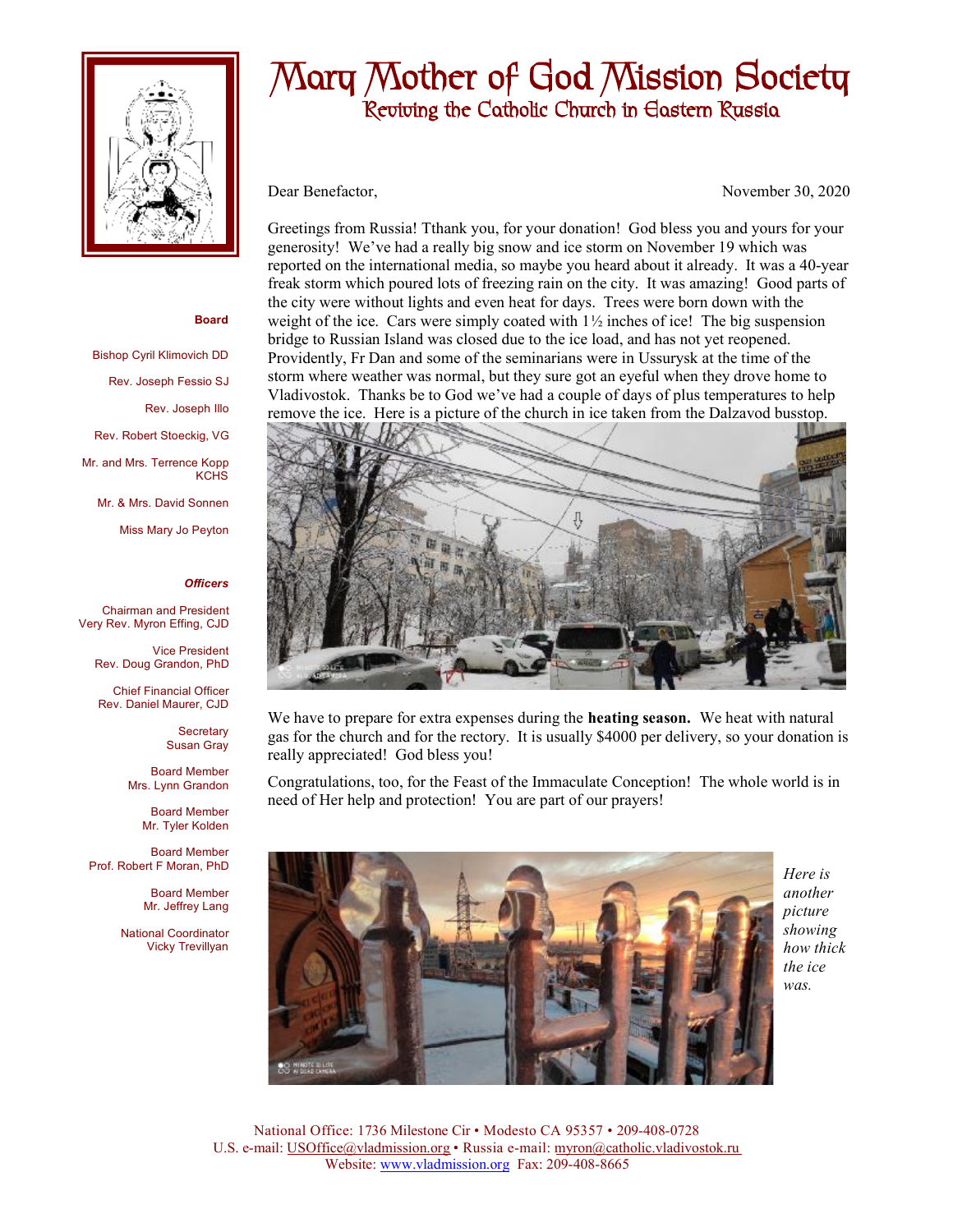# Mary Mother of God Mission Society

## Reviving the Catholic Church in Eastern Russia

**Board**

Bishop Cyril Klimovich DD

Rev. Joseph Fessio SJ

Rev. Joseph Illo

Rev. Robert Stoeckig, VG

Mr. and Mrs. Terrence Kopp KCHS

Mr. & Mrs. David Sonnen

Miss Mary Jo Peyton

***Officers***

Chairman and President
Very Rev. Myron Effing, CJD

Vice President
Rev. Doug Grandon, PhD

Chief Financial Officer
Rev. Daniel Maurer, CJD

Secretary
Susan Gray

Board Member
Mrs. Lynn Grandon

Board Member
Mr. Tyler Kolden

Board Member
Prof. Robert F Moran, PhD

Board Member
Mr. Jeffrey Lang

National Coordinator
Vicky Trevillyan

Dear Benefactor, November 30, 2020

Greetings from Russia! Tthank you, for your donation! God bless you and yours for your generosity! We've had a really big snow and ice storm on November 19 which was reported on the international media, so maybe you heard about it already. It was a 40-year freak storm which poured lots of freezing rain on the city. It was amazing! Good parts of the city were without lights and even heat for days. Trees were born down with the weight of the ice. Cars were simply coated with 1½ inches of ice! The big suspension bridge to Russian Island was closed due to the ice load, and has not yet reopened. Providently, Fr Dan and some of the seminarians were in Ussurysk at the time of the storm where weather was normal, but they sure got an eyeful when they drove home to Vladivostok. Thanks be to God we've had a couple of days of plus temperatures to help remove the ice. Here is a picture of the church in ice taken from the Dalzavod busstop.

We have to prepare for extra expenses during the **heating season.** We heat with natural gas for the church and for the rectory. It is usually $4000 per delivery, so your donation is really appreciated! God bless you!

Congratulations, too, for the Feast of the Immaculate Conception! The whole world is in need of Her help and protection! You are part of our prayers!

*Here is another picture showing how thick the ice was.*

National Office: 1736 Milestone Cir • Modesto CA 95357 • 209-408-0728
U.S. e-mail: USOffice@vladmission.org • Russia e-mail: myron@catholic.vladivostok.ru
Website: www.vladmission.org Fax: 209-408-8665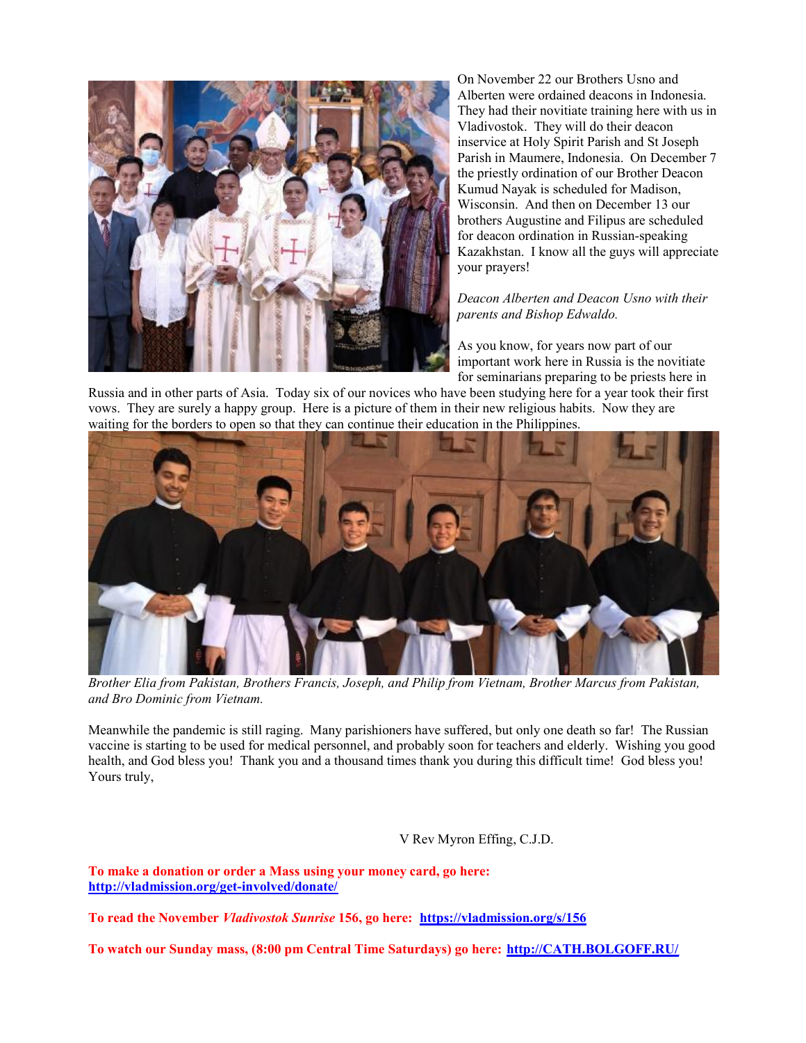On November 22 our Brothers Usno and Alberten were ordained deacons in Indonesia. They had their novitiate training here with us in Vladivostok. They will do their deacon inservice at Holy Spirit Parish and St Joseph Parish in Maumere, Indonesia. On December 7 the priestly ordination of our Brother Deacon Kumud Nayak is scheduled for Madison, Wisconsin. And then on December 13 our brothers Augustine and Filipus are scheduled for deacon ordination in Russian-speaking Kazakhstan. I know all the guys will appreciate your prayers!

*Deacon Alberten and Deacon Usno with their parents and Bishop Edwaldo.*

As you know, for years now part of our important work here in Russia is the novitiate for seminarians preparing to be priests here in Russia and in other parts of Asia. Today six of our novices who have been studying here for a year took their first vows. They are surely a happy group. Here is a picture of them in their new religious habits. Now they are waiting for the borders to open so that they can continue their education in the Philippines.

*Brother Elia from Pakistan, Brothers Francis, Joseph, and Philip from Vietnam, Brother Marcus from Pakistan, and Bro Dominic from Vietnam.*

Meanwhile the pandemic is still raging. Many parishioners have suffered, but only one death so far! The Russian vaccine is starting to be used for medical personnel, and probably soon for teachers and elderly. Wishing you good health, and God bless you! Thank you and a thousand times thank you during this difficult time! God bless you!
Yours truly,

V Rev Myron Effing, C.J.D.

**To make a donation or order a Mass using your money card, go here:** http://vladmission.org/get-involved/donate/

**To read the November *Vladivostok Sunrise* 156, go here:** https://vladmission.org/s/156

**To watch our Sunday mass, (8:00 pm Central Time Saturdays) go here:** http://CATH.BOLGOFF.RU/